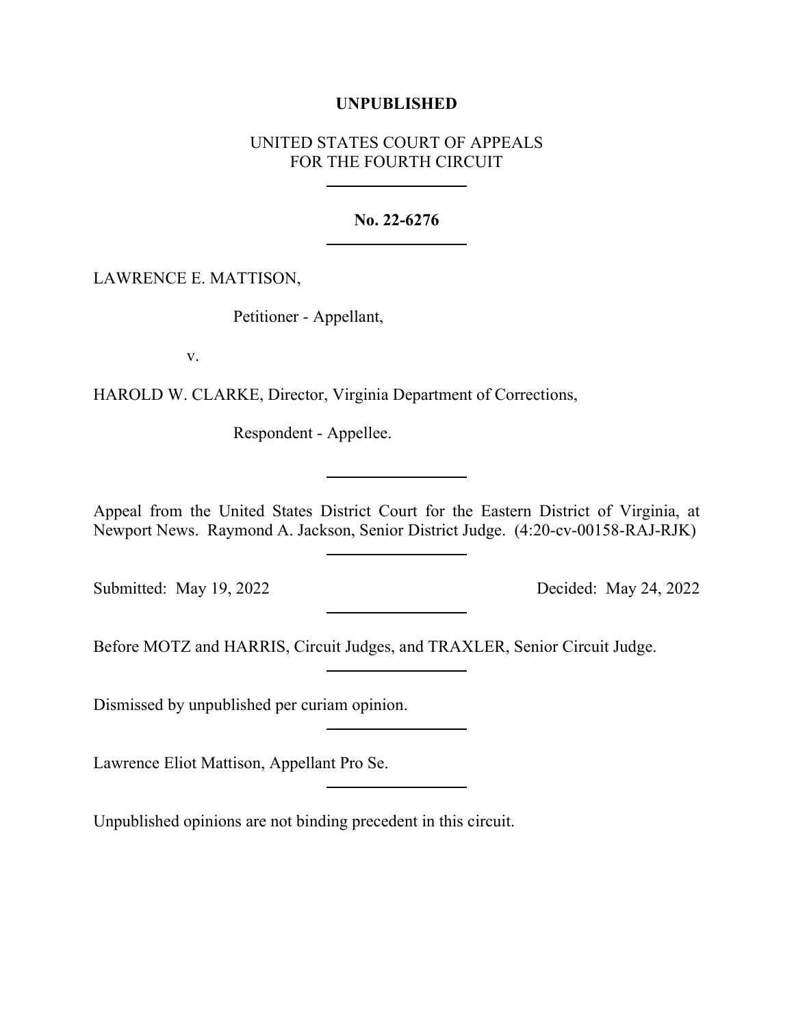**UNPUBLISHED**

UNITED STATES COURT OF APPEALS
FOR THE FOURTH CIRCUIT

---

**No. 22-6276**

---

LAWRENCE E. MATTISON,

Petitioner - Appellant,

v.

HAROLD W. CLARKE, Director, Virginia Department of Corrections,

Respondent - Appellee.

---

Appeal from the United States District Court for the Eastern District of Virginia, at Newport News. Raymond A. Jackson, Senior District Judge. (4:20-cv-00158-RAJ-RJK)

---

Submitted: May 19, 2022 Decided: May 24, 2022

---

Before MOTZ and HARRIS, Circuit Judges, and TRAXLER, Senior Circuit Judge.

---

Dismissed by unpublished per curiam opinion.

---

Lawrence Eliot Mattison, Appellant Pro Se.

---

Unpublished opinions are not binding precedent in this circuit.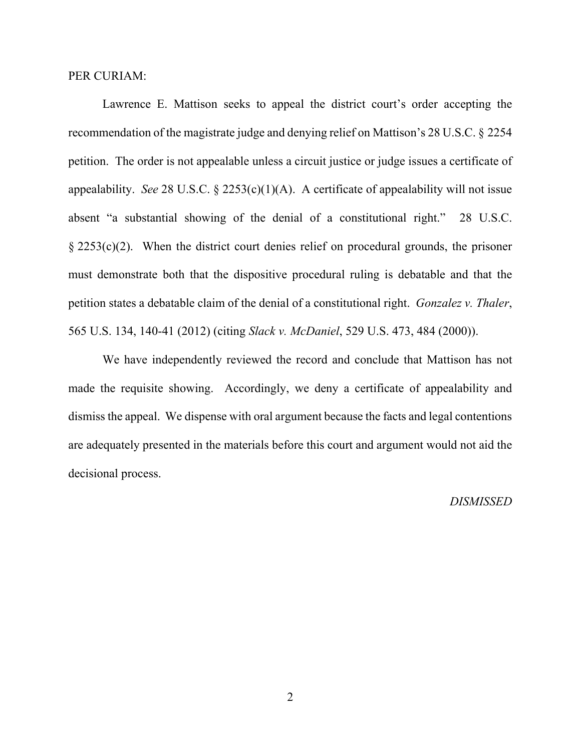PER CURIAM:

Lawrence E. Mattison seeks to appeal the district court's order accepting the recommendation of the magistrate judge and denying relief on Mattison's 28 U.S.C. § 2254 petition. The order is not appealable unless a circuit justice or judge issues a certificate of appealability. *See* 28 U.S.C. § 2253(c)(1)(A). A certificate of appealability will not issue absent "a substantial showing of the denial of a constitutional right." 28 U.S.C. § 2253(c)(2). When the district court denies relief on procedural grounds, the prisoner must demonstrate both that the dispositive procedural ruling is debatable and that the petition states a debatable claim of the denial of a constitutional right. *Gonzalez v. Thaler*, 565 U.S. 134, 140-41 (2012) (citing *Slack v. McDaniel*, 529 U.S. 473, 484 (2000)).

We have independently reviewed the record and conclude that Mattison has not made the requisite showing. Accordingly, we deny a certificate of appealability and dismiss the appeal. We dispense with oral argument because the facts and legal contentions are adequately presented in the materials before this court and argument would not aid the decisional process.

*DISMISSED*